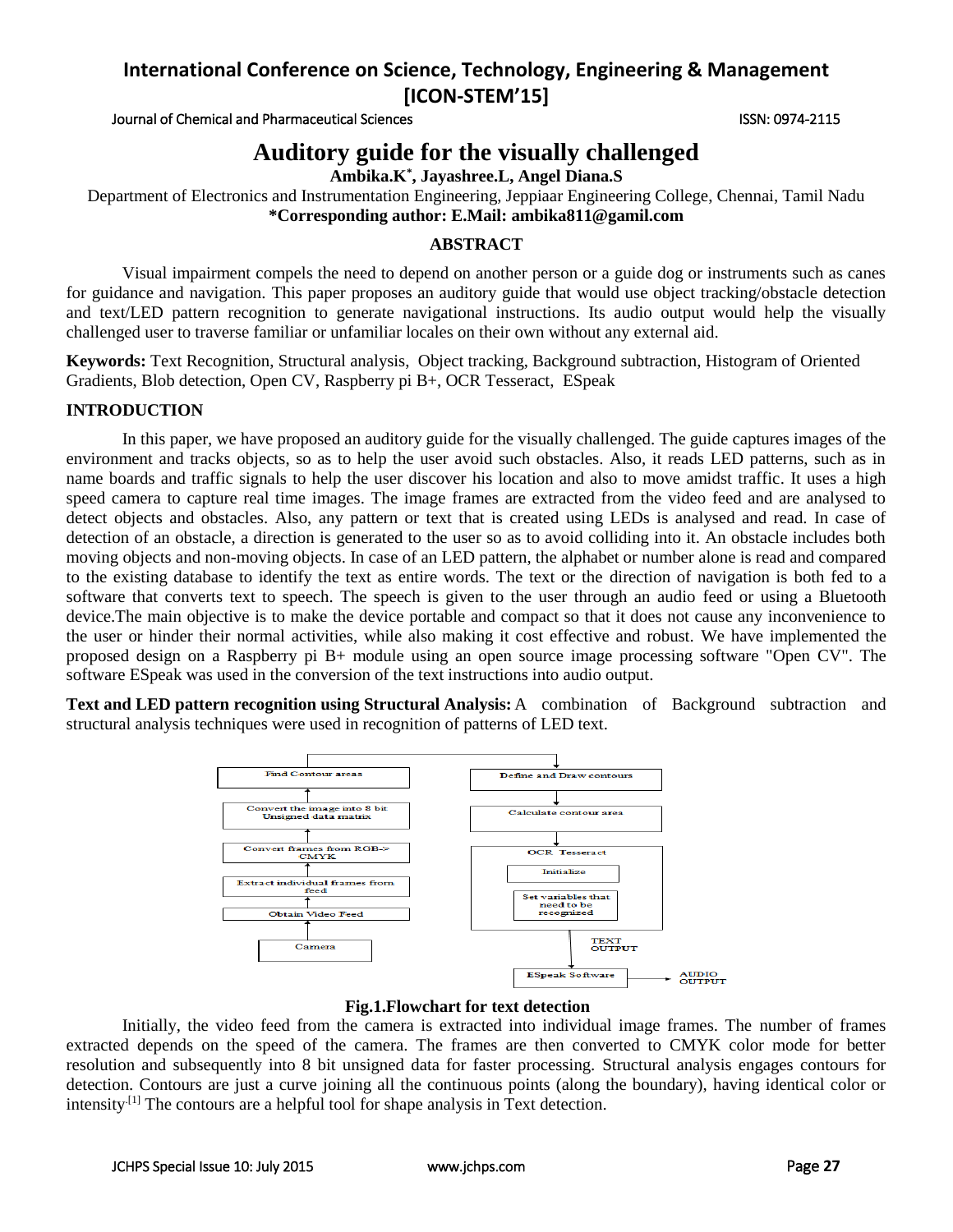# Auditory guide for the visually challenged

**Ambika.K\*, Jayashree.L, Angel Diana.S**

Department of Electronics and Instrumentation Engineering, Jeppiaar Engineering College, Chennai, Tamil Nadu

**\*Corresponding author: E.Mail: ambika811@gamil.com**

## ABSTRACT

Visual impairment compels the need to depend on another person or a guide dog or instruments such as canes for guidance and navigation. This paper proposes an auditory guide that would use object tracking/obstacle detection and text/LED pattern recognition to generate navigational instructions. Its audio output would help the visually challenged user to traverse familiar or unfamiliar locales on their own without any external aid.

**Keywords:** Text Recognition, Structural analysis, Object tracking, Background subtraction, Histogram of Oriented Gradients, Blob detection, Open CV, Raspberry pi B+, OCR Tesseract, ESpeak

## INTRODUCTION

In this paper, we have proposed an auditory guide for the visually challenged. The guide captures images of the environment and tracks objects, so as to help the user avoid such obstacles. Also, it reads LED patterns, such as in name boards and traffic signals to help the user discover his location and also to move amidst traffic. It uses a high speed camera to capture real time images. The image frames are extracted from the video feed and are analysed to detect objects and obstacles. Also, any pattern or text that is created using LEDs is analysed and read. In case of detection of an obstacle, a direction is generated to the user so as to avoid colliding into it. An obstacle includes both moving objects and non-moving objects. In case of an LED pattern, the alphabet or number alone is read and compared to the existing database to identify the text as entire words. The text or the direction of navigation is both fed to a software that converts text to speech. The speech is given to the user through an audio feed or using a Bluetooth device.The main objective is to make the device portable and compact so that it does not cause any inconvenience to the user or hinder their normal activities, while also making it cost effective and robust. We have implemented the proposed design on a Raspberry pi B+ module using an open source image processing software "Open CV". The software ESpeak was used in the conversion of the text instructions into audio output.

**Text and LED pattern recognition using Structural Analysis:** A combination of Background subtraction and structural analysis techniques were used in recognition of patterns of LED text.

Camera → Obtain Video Feed → Extract individual frames from feed → Convert frames from RGB-> CMYK → Convert the image into 8 bit Unsigned data matrix → Find Contour areas → Define and Draw contours → Calculate contour area → OCR Tesseract (Initialize; Set variables that need to be recognized) → TEXT OUTPUT → ESpeak Software → AUDIO OUTPUT

**Fig.1.Flowchart for text detection**

Initially, the video feed from the camera is extracted into individual image frames. The number of frames extracted depends on the speed of the camera. The frames are then converted to CMYK color mode for better resolution and subsequently into 8 bit unsigned data for faster processing. Structural analysis engages contours for detection. Contours are just a curve joining all the continuous points (along the boundary), having identical color or intensity.[1] The contours are a helpful tool for shape analysis in Text detection.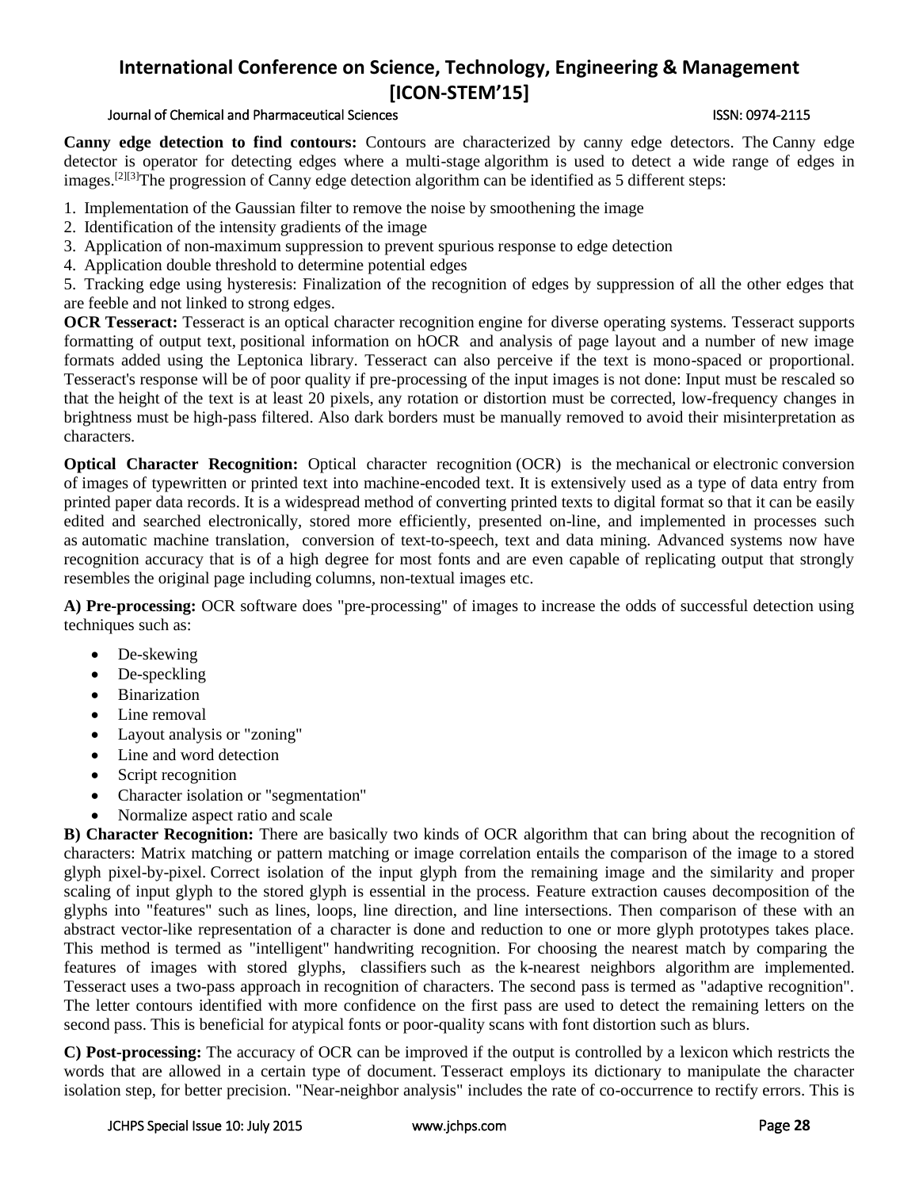**Canny edge detection to find contours:** Contours are characterized by canny edge detectors. The Canny edge detector is operator for detecting edges where a multi-stage algorithm is used to detect a wide range of edges in images.[2][3]The progression of Canny edge detection algorithm can be identified as 5 different steps:

1. Implementation of the Gaussian filter to remove the noise by smoothening the image
2. Identification of the intensity gradients of the image
3. Application of non-maximum suppression to prevent spurious response to edge detection
4. Application double threshold to determine potential edges
5. Tracking edge using hysteresis: Finalization of the recognition of edges by suppression of all the other edges that are feeble and not linked to strong edges.

**OCR Tesseract:** Tesseract is an optical character recognition engine for diverse operating systems. Tesseract supports formatting of output text, positional information on hOCR and analysis of page layout and a number of new image formats added using the Leptonica library. Tesseract can also perceive if the text is mono-spaced or proportional. Tesseract's response will be of poor quality if pre-processing of the input images is not done: Input must be rescaled so that the height of the text is at least 20 pixels, any rotation or distortion must be corrected, low-frequency changes in brightness must be high-pass filtered. Also dark borders must be manually removed to avoid their misinterpretation as characters.

**Optical Character Recognition:** Optical character recognition (OCR) is the mechanical or electronic conversion of images of typewritten or printed text into machine-encoded text. It is extensively used as a type of data entry from printed paper data records. It is a widespread method of converting printed texts to digital format so that it can be easily edited and searched electronically, stored more efficiently, presented on-line, and implemented in processes such as automatic machine translation, conversion of text-to-speech, text and data mining. Advanced systems now have recognition accuracy that is of a high degree for most fonts and are even capable of replicating output that strongly resembles the original page including columns, non-textual images etc.

**A) Pre-processing:** OCR software does "pre-processing" of images to increase the odds of successful detection using techniques such as:

- De-skewing
- De-speckling
- Binarization
- Line removal
- Layout analysis or "zoning"
- Line and word detection
- Script recognition
- Character isolation or "segmentation"
- Normalize aspect ratio and scale

**B) Character Recognition:** There are basically two kinds of OCR algorithm that can bring about the recognition of characters: Matrix matching or pattern matching or image correlation entails the comparison of the image to a stored glyph pixel-by-pixel. Correct isolation of the input glyph from the remaining image and the similarity and proper scaling of input glyph to the stored glyph is essential in the process. Feature extraction causes decomposition of the glyphs into "features" such as lines, loops, line direction, and line intersections. Then comparison of these with an abstract vector-like representation of a character is done and reduction to one or more glyph prototypes takes place. This method is termed as "intelligent" handwriting recognition. For choosing the nearest match by comparing the features of images with stored glyphs, classifiers such as the k-nearest neighbors algorithm are implemented. Tesseract uses a two-pass approach in recognition of characters. The second pass is termed as "adaptive recognition". The letter contours identified with more confidence on the first pass are used to detect the remaining letters on the second pass. This is beneficial for atypical fonts or poor-quality scans with font distortion such as blurs.

**C) Post-processing:** The accuracy of OCR can be improved if the output is controlled by a lexicon which restricts the words that are allowed in a certain type of document. Tesseract employs its dictionary to manipulate the character isolation step, for better precision. "Near-neighbor analysis" includes the rate of co-occurrence to rectify errors. This is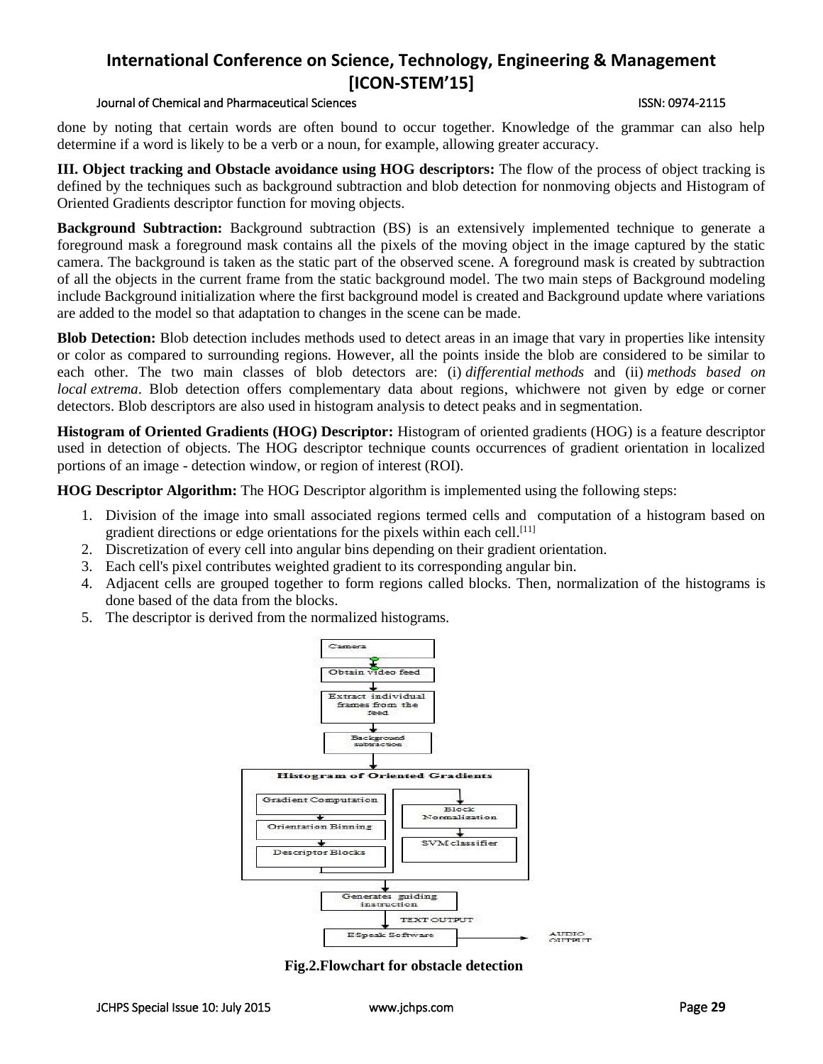done by noting that certain words are often bound to occur together. Knowledge of the grammar can also help determine if a word is likely to be a verb or a noun, for example, allowing greater accuracy.

**III. Object tracking and Obstacle avoidance using HOG descriptors:** The flow of the process of object tracking is defined by the techniques such as background subtraction and blob detection for nonmoving objects and Histogram of Oriented Gradients descriptor function for moving objects.

**Background Subtraction:** Background subtraction (BS) is an extensively implemented technique to generate a foreground mask a foreground mask contains all the pixels of the moving object in the image captured by the static camera. The background is taken as the static part of the observed scene. A foreground mask is created by subtraction of all the objects in the current frame from the static background model. The two main steps of Background modeling include Background initialization where the first background model is created and Background update where variations are added to the model so that adaptation to changes in the scene can be made.

**Blob Detection:** Blob detection includes methods used to detect areas in an image that vary in properties like intensity or color as compared to surrounding regions. However, all the points inside the blob are considered to be similar to each other. The two main classes of blob detectors are: (i) *differential methods* and (ii) *methods based on local extrema*. Blob detection offers complementary data about regions, whichwere not given by edge or corner detectors. Blob descriptors are also used in histogram analysis to detect peaks and in segmentation.

**Histogram of Oriented Gradients (HOG) Descriptor:** Histogram of oriented gradients (HOG) is a feature descriptor used in detection of objects. The HOG descriptor technique counts occurrences of gradient orientation in localized portions of an image - detection window, or region of interest (ROI).

**HOG Descriptor Algorithm:** The HOG Descriptor algorithm is implemented using the following steps:

1. Division of the image into small associated regions termed cells and computation of a histogram based on gradient directions or edge orientations for the pixels within each cell.[11]
2. Discretization of every cell into angular bins depending on their gradient orientation.
3. Each cell's pixel contributes weighted gradient to its corresponding angular bin.
4. Adjacent cells are grouped together to form regions called blocks. Then, normalization of the histograms is done based of the data from the blocks.
5. The descriptor is derived from the normalized histograms.

Camera → Obtain video feed → Extract individual frames from the feed → Background subtraction → Histogram of Oriented Gradients (Gradient Computation → Orientation Binning → Descriptor Blocks → Block Normalization → SVM classifier) → Generates guiding instruction → TEXT OUTPUT → ESpeak Software → AUDIO OUTPUT

**Fig.2.Flowchart for obstacle detection**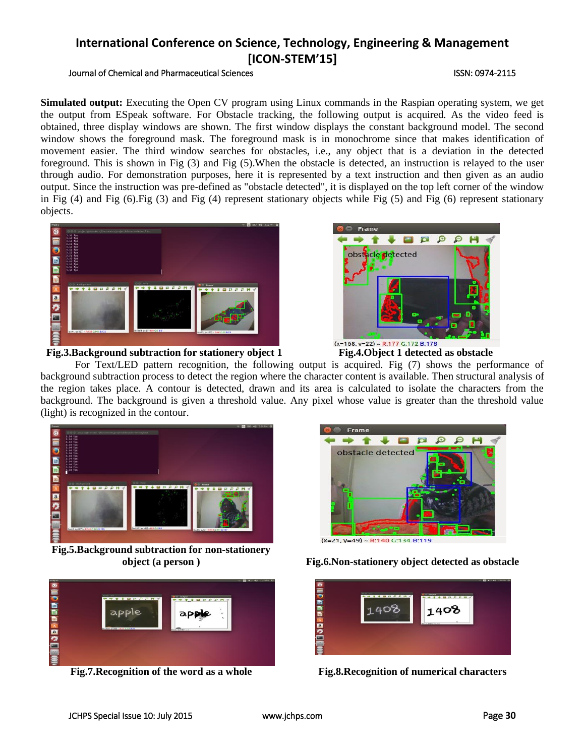**Simulated output:** Executing the Open CV program using Linux commands in the Raspian operating system, we get the output from ESpeak software. For Obstacle tracking, the following output is acquired. As the video feed is obtained, three display windows are shown. The first window displays the constant background model. The second window shows the foreground mask. The foreground mask is in monochrome since that makes identification of movement easier. The third window searches for obstacles, i.e., any object that is a deviation in the detected foreground. This is shown in Fig (3) and Fig (5).When the obstacle is detected, an instruction is relayed to the user through audio. For demonstration purposes, here it is represented by a text instruction and then given as an audio output. Since the instruction was pre-defined as "obstacle detected", it is displayed on the top left corner of the window in Fig (4) and Fig (6).Fig (3) and Fig (4) represent stationary objects while Fig (5) and Fig (6) represent stationary objects.

**Fig.3.Background subtraction for stationery object 1**

**Fig.4.Object 1 detected as obstacle**

For Text/LED pattern recognition, the following output is acquired. Fig (7) shows the performance of background subtraction process to detect the region where the character content is available. Then structural analysis of the region takes place. A contour is detected, drawn and its area is calculated to isolate the characters from the background. The background is given a threshold value. Any pixel whose value is greater than the threshold value (light) is recognized in the contour.

**Fig.5.Background subtraction for non-stationery object (a person )**

**Fig.6.Non-stationery object detected as obstacle**

**Fig.7.Recognition of the word as a whole**

**Fig.8.Recognition of numerical characters**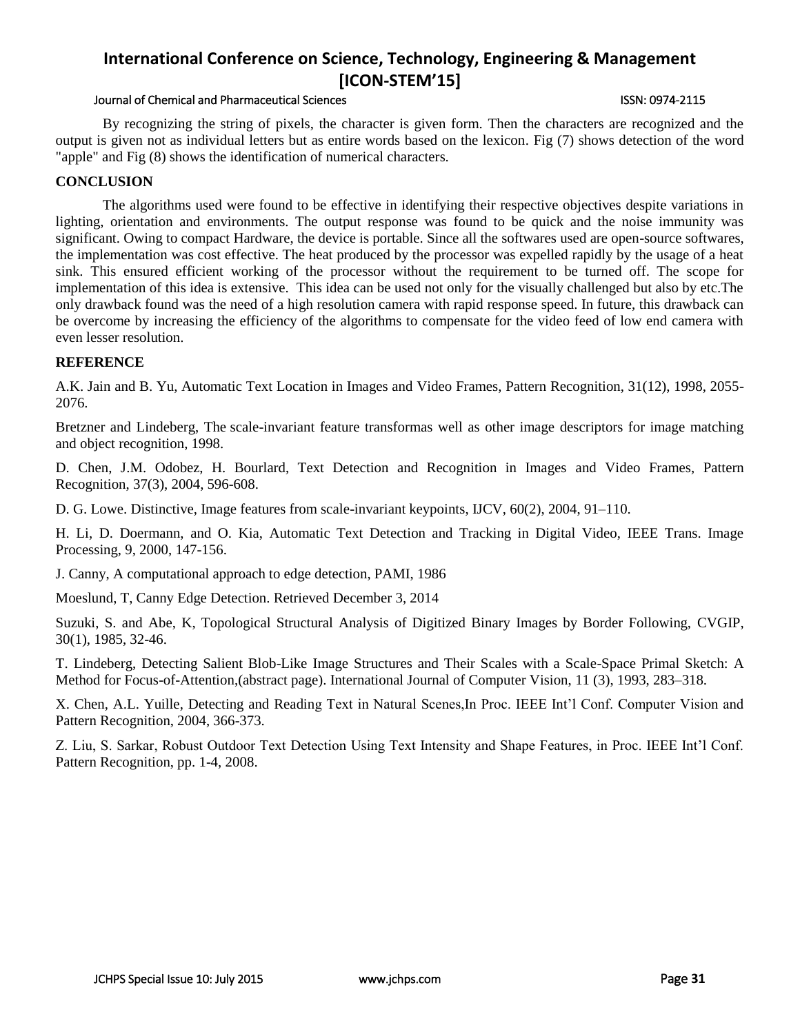By recognizing the string of pixels, the character is given form. Then the characters are recognized and the output is given not as individual letters but as entire words based on the lexicon. Fig (7) shows detection of the word "apple" and Fig (8) shows the identification of numerical characters.

## CONCLUSION

The algorithms used were found to be effective in identifying their respective objectives despite variations in lighting, orientation and environments. The output response was found to be quick and the noise immunity was significant. Owing to compact Hardware, the device is portable. Since all the softwares used are open-source softwares, the implementation was cost effective. The heat produced by the processor was expelled rapidly by the usage of a heat sink. This ensured efficient working of the processor without the requirement to be turned off. The scope for implementation of this idea is extensive. This idea can be used not only for the visually challenged but also by etc.The only drawback found was the need of a high resolution camera with rapid response speed. In future, this drawback can be overcome by increasing the efficiency of the algorithms to compensate for the video feed of low end camera with even lesser resolution.

## REFERENCE

A.K. Jain and B. Yu, Automatic Text Location in Images and Video Frames, Pattern Recognition, 31(12), 1998, 2055-2076.

Bretzner and Lindeberg, The scale-invariant feature transformas well as other image descriptors for image matching and object recognition, 1998.

D. Chen, J.M. Odobez, H. Bourlard, Text Detection and Recognition in Images and Video Frames, Pattern Recognition, 37(3), 2004, 596-608.

D. G. Lowe. Distinctive, Image features from scale-invariant keypoints, IJCV, 60(2), 2004, 91–110.

H. Li, D. Doermann, and O. Kia, Automatic Text Detection and Tracking in Digital Video, IEEE Trans. Image Processing, 9, 2000, 147-156.

J. Canny, A computational approach to edge detection, PAMI, 1986

Moeslund, T, Canny Edge Detection. Retrieved December 3, 2014

Suzuki, S. and Abe, K, Topological Structural Analysis of Digitized Binary Images by Border Following, CVGIP, 30(1), 1985, 32-46.

T. Lindeberg, Detecting Salient Blob-Like Image Structures and Their Scales with a Scale-Space Primal Sketch: A Method for Focus-of-Attention,(abstract page). International Journal of Computer Vision, 11 (3), 1993, 283–318.

X. Chen, A.L. Yuille, Detecting and Reading Text in Natural Scenes,In Proc. IEEE Int'l Conf. Computer Vision and Pattern Recognition, 2004, 366-373.

Z. Liu, S. Sarkar, Robust Outdoor Text Detection Using Text Intensity and Shape Features, in Proc. IEEE Int'l Conf. Pattern Recognition, pp. 1-4, 2008.